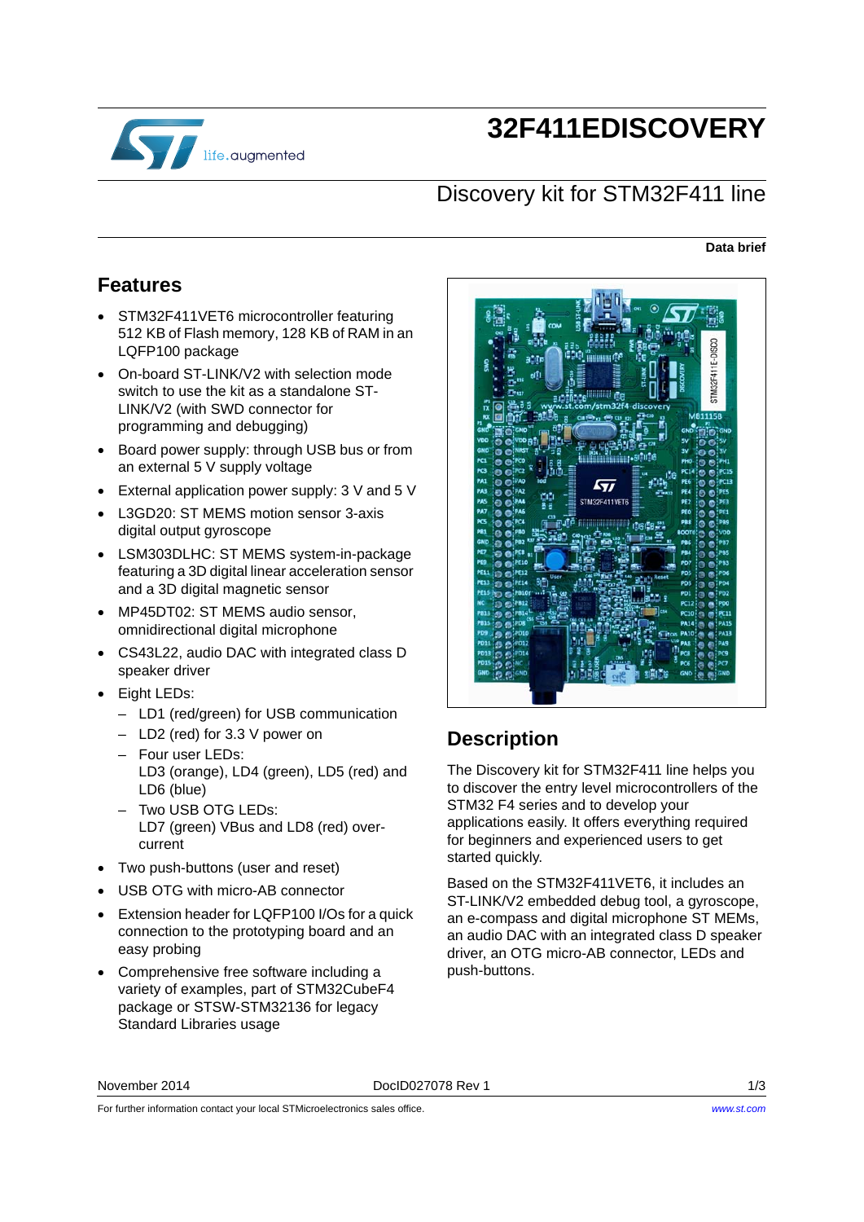# 32F411EDISCOVERY

## Discovery kit for STM32F411 line

**Data brief**

## Features

- STM32F411VET6 microcontroller featuring 512 KB of Flash memory, 128 KB of RAM in an LQFP100 package
- On-board ST-LINK/V2 with selection mode switch to use the kit as a standalone ST-LINK/V2 (with SWD connector for programming and debugging)
- Board power supply: through USB bus or from an external 5 V supply voltage
- External application power supply: 3 V and 5 V
- L3GD20: ST MEMS motion sensor 3-axis digital output gyroscope
- LSM303DLHC: ST MEMS system-in-package featuring a 3D digital linear acceleration sensor and a 3D digital magnetic sensor
- MP45DT02: ST MEMS audio sensor, omnidirectional digital microphone
- CS43L22, audio DAC with integrated class D speaker driver
- Eight LEDs:
  - LD1 (red/green) for USB communication
  - LD2 (red) for 3.3 V power on
  - Four user LEDs:
    LD3 (orange), LD4 (green), LD5 (red) and LD6 (blue)
  - Two USB OTG LEDs:
    LD7 (green) VBus and LD8 (red) over-current
- Two push-buttons (user and reset)
- USB OTG with micro-AB connector
- Extension header for LQFP100 I/Os for a quick connection to the prototyping board and an easy probing
- Comprehensive free software including a variety of examples, part of STM32CubeF4 package or STSW-STM32136 for legacy Standard Libraries usage

## Description

The Discovery kit for STM32F411 line helps you to discover the entry level microcontrollers of the STM32 F4 series and to develop your applications easily. It offers everything required for beginners and experienced users to get started quickly.

Based on the STM32F411VET6, it includes an ST-LINK/V2 embedded debug tool, a gyroscope, an e-compass and digital microphone ST MEMs, an audio DAC with an integrated class D speaker driver, an OTG micro-AB connector, LEDs and push-buttons.

November 2014 DocID027078 Rev 1

For further information contact your local STMicroelectronics sales office. www.st.com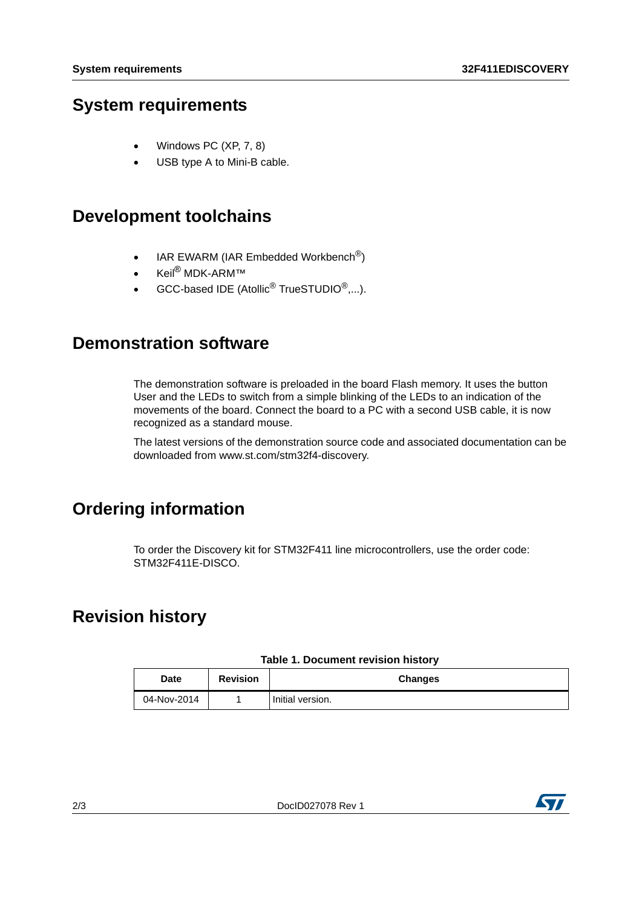# System requirements

- Windows PC (XP, 7, 8)
- USB type A to Mini-B cable.

# Development toolchains

- IAR EWARM (IAR Embedded Workbench®)
- Keil® MDK-ARM™
- GCC-based IDE (Atollic® TrueSTUDIO®,...).

# Demonstration software

The demonstration software is preloaded in the board Flash memory. It uses the button User and the LEDs to switch from a simple blinking of the LEDs to an indication of the movements of the board. Connect the board to a PC with a second USB cable, it is now recognized as a standard mouse.

The latest versions of the demonstration source code and associated documentation can be downloaded from www.st.com/stm32f4-discovery.

# Ordering information

To order the Discovery kit for STM32F411 line microcontrollers, use the order code: STM32F411E-DISCO.

# Revision history

**Table 1. Document revision history**

| Date | Revision | Changes |
| --- | --- | --- |
| 04-Nov-2014 | 1 | Initial version. |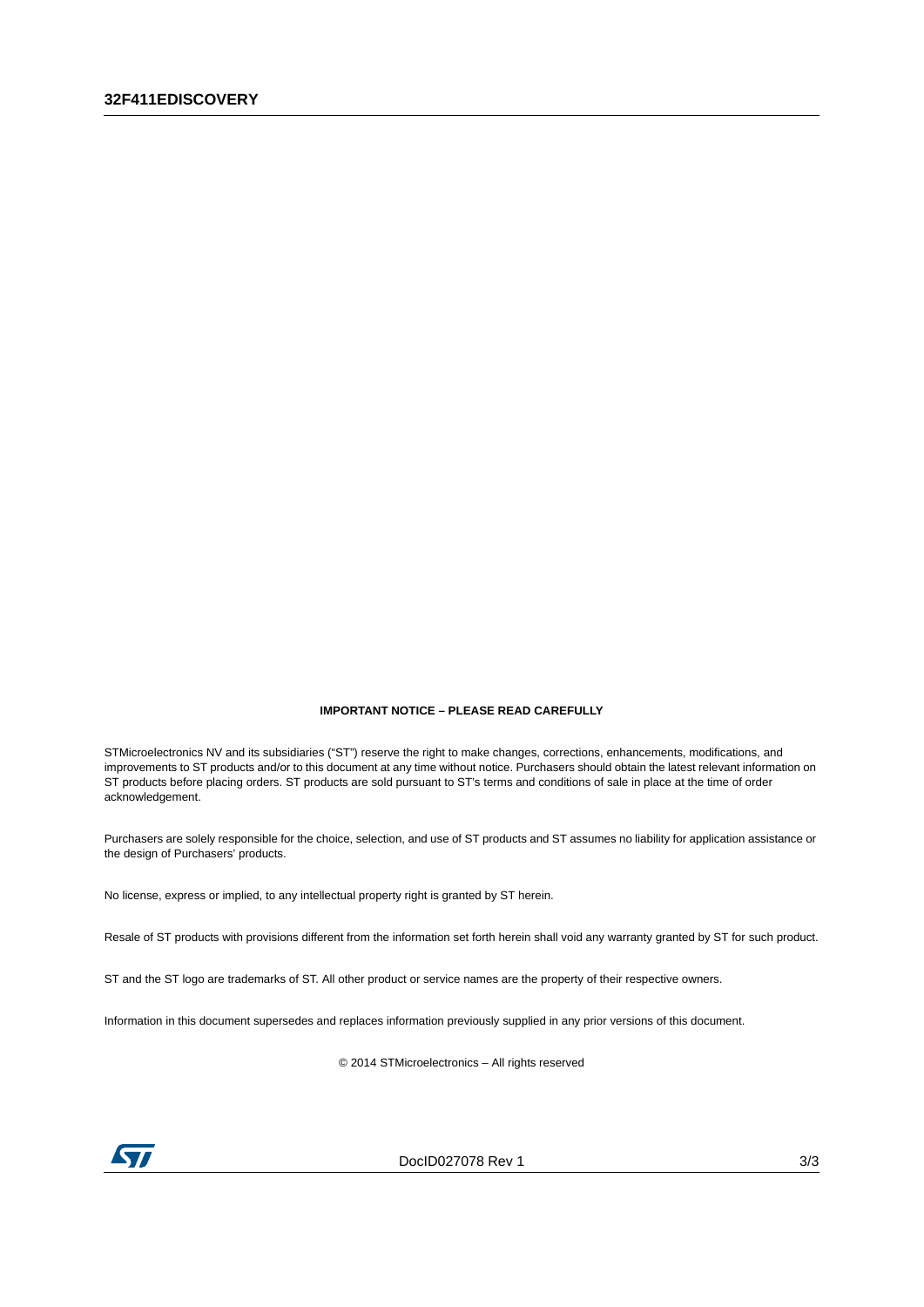**IMPORTANT NOTICE – PLEASE READ CAREFULLY**

STMicroelectronics NV and its subsidiaries ("ST") reserve the right to make changes, corrections, enhancements, modifications, and improvements to ST products and/or to this document at any time without notice. Purchasers should obtain the latest relevant information on ST products before placing orders. ST products are sold pursuant to ST's terms and conditions of sale in place at the time of order acknowledgement.

Purchasers are solely responsible for the choice, selection, and use of ST products and ST assumes no liability for application assistance or the design of Purchasers' products.

No license, express or implied, to any intellectual property right is granted by ST herein.

Resale of ST products with provisions different from the information set forth herein shall void any warranty granted by ST for such product.

ST and the ST logo are trademarks of ST. All other product or service names are the property of their respective owners.

Information in this document supersedes and replaces information previously supplied in any prior versions of this document.

© 2014 STMicroelectronics – All rights reserved